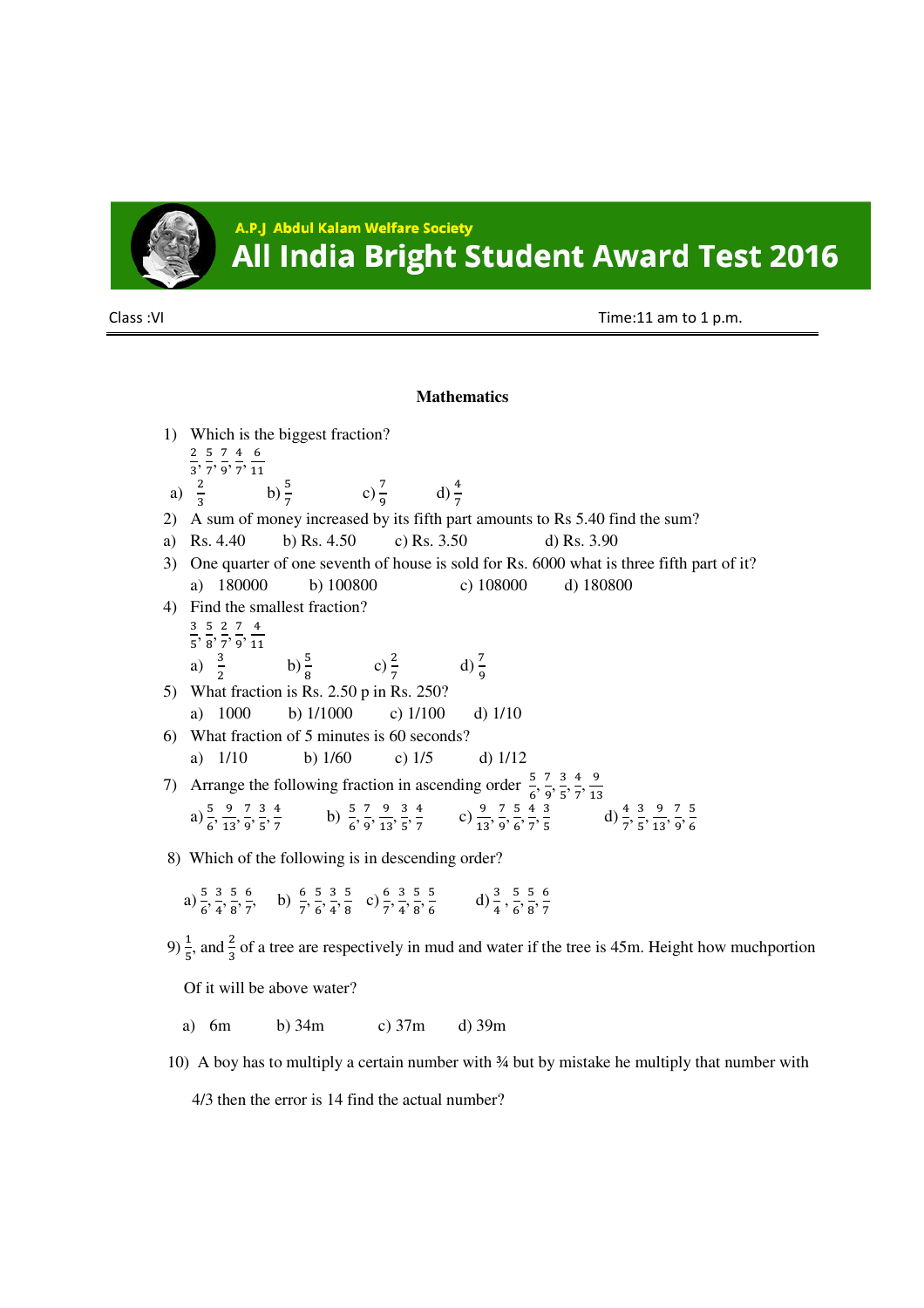A.P.J Abdul Kalam Welfare Society

# All India Bright Student Award Test 2016

Class :VI　　　　　　　　　　　　　　　　　　　　　　　　　　　　Time:11 am to 1 p.m.

## Mathematics

1) Which is the biggest fraction?

   $\frac{2}{3}, \frac{5}{7}, \frac{7}{9}, \frac{4}{7}, \frac{6}{11}$

   a) $\frac{2}{3}$　　b) $\frac{5}{7}$　　c) $\frac{7}{9}$　　d) $\frac{4}{7}$

2) A sum of money increased by its fifth part amounts to Rs 5.40 find the sum?

   a) Rs. 4.40　　b) Rs. 4.50　　c) Rs. 3.50　　d) Rs. 3.90

3) One quarter of one seventh of house is sold for Rs. 6000 what is three fifth part of it?

   a) 180000　　b) 100800　　c) 108000　　d) 180800

4) Find the smallest fraction?

   $\frac{3}{5}, \frac{5}{8}, \frac{2}{7}, \frac{7}{9}, \frac{4}{11}$

   a) $\frac{3}{2}$　　b) $\frac{5}{8}$　　c) $\frac{2}{7}$　　d) $\frac{7}{9}$

5) What fraction is Rs. 2.50 p in Rs. 250?

   a) 1000　　b) 1/1000　　c) 1/100　　d) 1/10

6) What fraction of 5 minutes is 60 seconds?

   a) 1/10　　b) 1/60　　c) 1/5　　d) 1/12

7) Arrange the following fraction in ascending order $\frac{5}{6}, \frac{7}{9}, \frac{3}{5}, \frac{4}{7}, \frac{9}{13}$

   a) $\frac{5}{6}, \frac{9}{13}, \frac{7}{9}, \frac{3}{5}, \frac{4}{7}$　　b) $\frac{5}{6}, \frac{7}{9}, \frac{9}{13}, \frac{3}{5}, \frac{4}{7}$　　c) $\frac{9}{13}, \frac{7}{9}, \frac{5}{6}, \frac{4}{7}, \frac{3}{5}$　　d) $\frac{4}{7}, \frac{3}{5}, \frac{9}{13}, \frac{7}{9}, \frac{5}{6}$

8) Which of the following is in descending order?

   a) $\frac{5}{6}, \frac{3}{4}, \frac{5}{8}, \frac{6}{7},$　　b) $\frac{6}{7}, \frac{5}{6}, \frac{3}{4}, \frac{5}{8}$　　c) $\frac{6}{7}, \frac{3}{4}, \frac{5}{8}, \frac{5}{6}$　　d) $\frac{3}{4}, \frac{5}{6}, \frac{5}{8}, \frac{6}{7}$

9) $\frac{1}{5}$, and $\frac{2}{3}$ of a tree are respectively in mud and water if the tree is 45m. Height how muchportion Of it will be above water?

   a) 6m　　b) 34m　　c) 37m　　d) 39m

10) A boy has to multiply a certain number with ¾ but by mistake he multiply that number with 4/3 then the error is 14 find the actual number?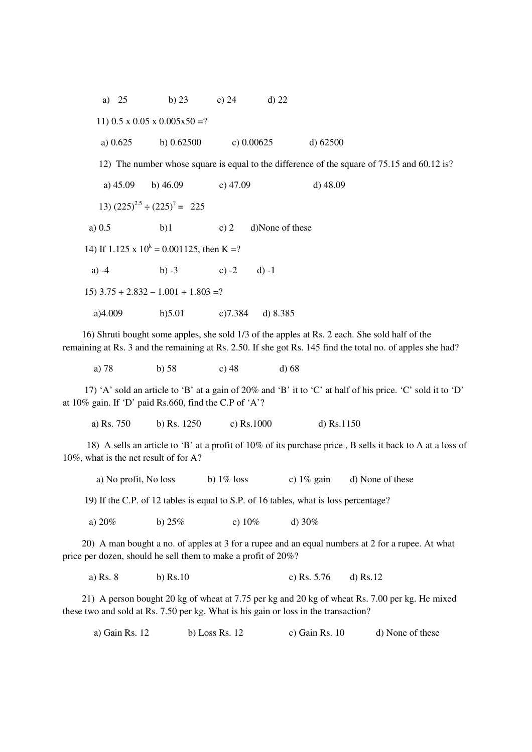a) 25 b) 23 c) 24 d) 22

11) $0.5 \times 0.05 \times 0.005 \times 50$ =?

a) 0.625 b) 0.62500 c) 0.00625 d) 62500

12) The number whose square is equal to the difference of the square of 75.15 and 60.12 is?

a) 45.09 b) 46.09 c) 47.09 d) 48.09

13) $(225)^{2.5} \div (225)^{?} = 225$

a) 0.5 b)1 c) 2 d)None of these

14) If $1.125 \times 10^{k} = 0.001125$, then K =?

a) -4 b) -3 c) -2 d) -1

15) 3.75 + 2.832 – 1.001 + 1.803 =?

a)4.009 b)5.01 c)7.384 d) 8.385

16) Shruti bought some apples, she sold 1/3 of the apples at Rs. 2 each. She sold half of the remaining at Rs. 3 and the remaining at Rs. 2.50. If she got Rs. 145 find the total no. of apples she had?

a) 78 b) 58 c) 48 d) 68

17) 'A' sold an article to 'B' at a gain of 20% and 'B' it to 'C' at half of his price. 'C' sold it to 'D' at 10% gain. If 'D' paid Rs.660, find the C.P of 'A'?

a) Rs. 750 b) Rs. 1250 c) Rs.1000 d) Rs.1150

18) A sells an article to 'B' at a profit of 10% of its purchase price , B sells it back to A at a loss of 10%, what is the net result of for A?

a) No profit, No loss b) 1% loss c) 1% gain d) None of these

19) If the C.P. of 12 tables is equal to S.P. of 16 tables, what is loss percentage?

a) 20% b) 25% c) 10% d) 30%

20) A man bought a no. of apples at 3 for a rupee and an equal numbers at 2 for a rupee. At what price per dozen, should he sell them to make a profit of 20%?

a) Rs. 8 b) Rs.10 c) Rs. 5.76 d) Rs.12

21) A person bought 20 kg of wheat at 7.75 per kg and 20 kg of wheat Rs. 7.00 per kg. He mixed these two and sold at Rs. 7.50 per kg. What is his gain or loss in the transaction?

a) Gain Rs. 12 b) Loss Rs. 12 c) Gain Rs. 10 d) None of these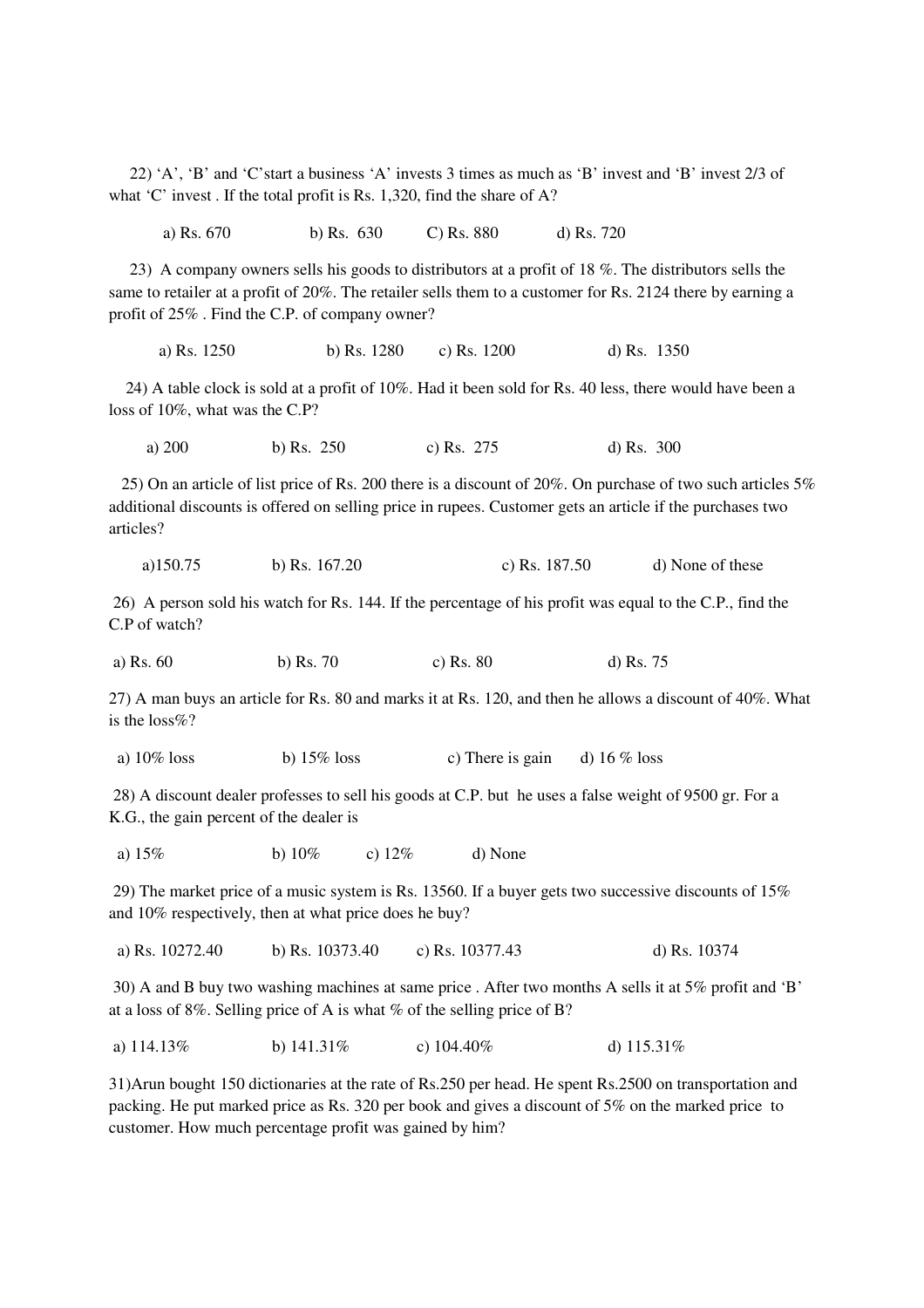22) 'A', 'B' and 'C'start a business 'A' invests 3 times as much as 'B' invest and 'B' invest 2/3 of what 'C' invest . If the total profit is Rs. 1,320, find the share of A?

a) Rs. 670 b) Rs. 630 C) Rs. 880 d) Rs. 720

23) A company owners sells his goods to distributors at a profit of 18 %. The distributors sells the same to retailer at a profit of 20%. The retailer sells them to a customer for Rs. 2124 there by earning a profit of 25% . Find the C.P. of company owner?

a) Rs. 1250 b) Rs. 1280 c) Rs. 1200 d) Rs. 1350

24) A table clock is sold at a profit of 10%. Had it been sold for Rs. 40 less, there would have been a loss of 10%, what was the C.P?

a) 200 b) Rs. 250 c) Rs. 275 d) Rs. 300

25) On an article of list price of Rs. 200 there is a discount of 20%. On purchase of two such articles 5% additional discounts is offered on selling price in rupees. Customer gets an article if the purchases two articles?

a)150.75 b) Rs. 167.20 c) Rs. 187.50 d) None of these

26) A person sold his watch for Rs. 144. If the percentage of his profit was equal to the C.P., find the C.P of watch?

a) Rs. 60 b) Rs. 70 c) Rs. 80 d) Rs. 75

27) A man buys an article for Rs. 80 and marks it at Rs. 120, and then he allows a discount of 40%. What is the loss%?

a) 10% loss b) 15% loss c) There is gain d) 16 % loss

28) A discount dealer professes to sell his goods at C.P. but he uses a false weight of 9500 gr. For a K.G., the gain percent of the dealer is

a) 15% b) 10% c) 12% d) None

29) The market price of a music system is Rs. 13560. If a buyer gets two successive discounts of 15% and 10% respectively, then at what price does he buy?

a) Rs. 10272.40 b) Rs. 10373.40 c) Rs. 10377.43 d) Rs. 10374

30) A and B buy two washing machines at same price . After two months A sells it at 5% profit and 'B' at a loss of 8%. Selling price of A is what % of the selling price of B?

a) 114.13% b) 141.31% c) 104.40% d) 115.31%

31)Arun bought 150 dictionaries at the rate of Rs.250 per head. He spent Rs.2500 on transportation and packing. He put marked price as Rs. 320 per book and gives a discount of 5% on the marked price to customer. How much percentage profit was gained by him?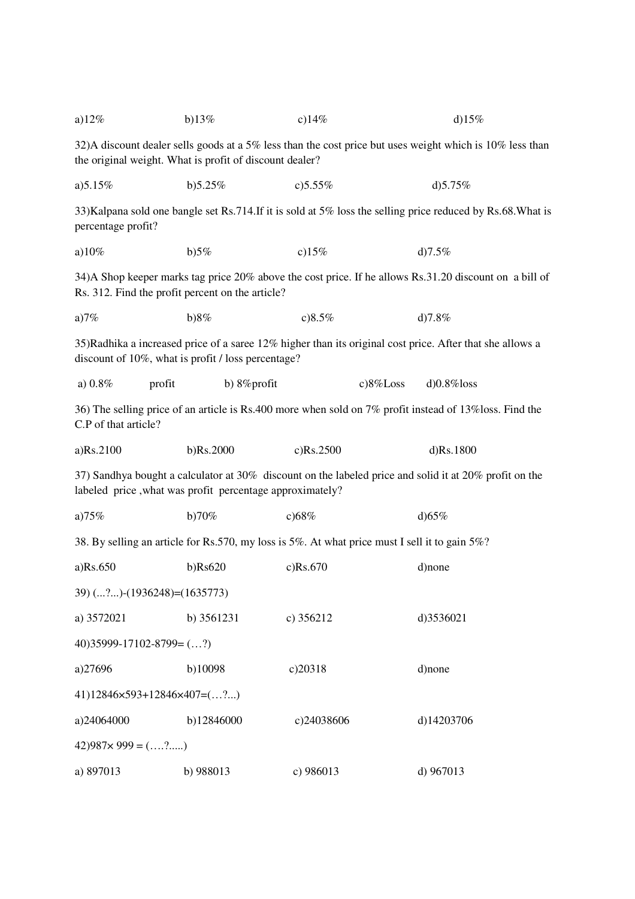a)12%　　　　b)13%　　　　c)14%　　　　d)15%

32)A discount dealer sells goods at a 5% less than the cost price but uses weight which is 10% less than the original weight. What is profit of discount dealer?

a)5.15%　　　　b)5.25%　　　　c)5.55%　　　　d)5.75%

33)Kalpana sold one bangle set Rs.714.If it is sold at 5% loss the selling price reduced by Rs.68.What is percentage profit?

a)10%　　　　b)5%　　　　c)15%　　　　d)7.5%

34)A Shop keeper marks tag price 20% above the cost price. If he allows Rs.31.20 discount on a bill of Rs. 312. Find the profit percent on the article?

a)7%　　　　b)8%　　　　c)8.5%　　　　d)7.8%

35)Radhika a increased price of a saree 12% higher than its original cost price. After that she allows a discount of 10%, what is profit / loss percentage?

a) 0.8% profit　　　　b) 8%profit　　　　c)8%Loss　　　　d)0.8%loss

36) The selling price of an article is Rs.400 more when sold on 7% profit instead of 13%loss. Find the C.P of that article?

a)Rs.2100　　　　b)Rs.2000　　　　c)Rs.2500　　　　d)Rs.1800

37) Sandhya bought a calculator at 30% discount on the labeled price and solid it at 20% profit on the labeled price ,what was profit percentage approximately?

a)75%　　　　b)70%　　　　c)68%　　　　d)65%

38. By selling an article for Rs.570, my loss is 5%. At what price must I sell it to gain 5%?

a)Rs.650　　　　b)Rs620　　　　c)Rs.670　　　　d)none

39) (...?...)-(1936248)=(1635773)

a) 3572021　　　　b) 3561231　　　　c) 356212　　　　d)3536021

40)35999-17102-8799= (…?)

a)27696　　　　b)10098　　　　c)20318　　　　d)none

41)12846×593+12846×407=(…?...)

a)24064000　　　　b)12846000　　　　c)24038606　　　　d)14203706

42)987× 999 = (….?.....)

a) 897013　　　　b) 988013　　　　c) 986013　　　　d) 967013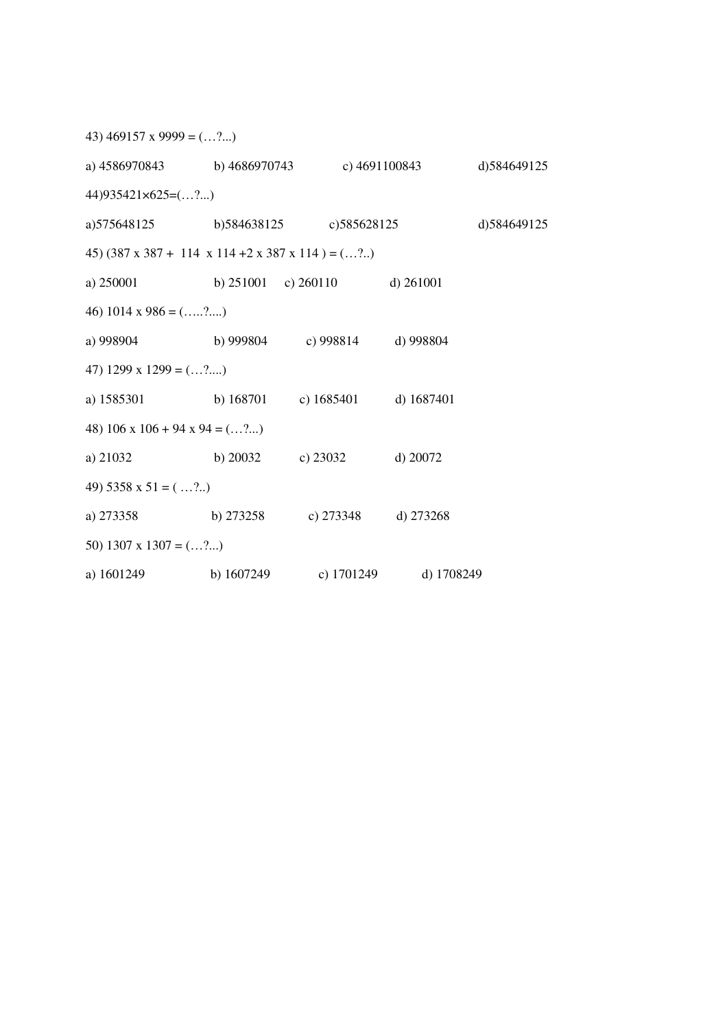43) 469157 x 9999 = (…?...)

a) 4586970843 b) 4686970743 c) 4691100843 d)584649125

44)935421×625=(…?...)

a)575648125 b)584638125 c)585628125 d)584649125

45) (387 x 387 + 114 x 114 +2 x 387 x 114 ) = (…?..)

a) 250001 b) 251001 c) 260110 d) 261001

46) 1014 x 986 = (…..?....)

a) 998904 b) 999804 c) 998814 d) 998804

47) 1299 x 1299 = (…?....)

a) 1585301 b) 168701 c) 1685401 d) 1687401

48) 106 x 106 + 94 x 94 = (…?...)

a) 21032 b) 20032 c) 23032 d) 20072

49) 5358 x 51 = ( …?..)

a) 273358 b) 273258 c) 273348 d) 273268

50) 1307 x 1307 = (…?...)

a) 1601249 b) 1607249 c) 1701249 d) 1708249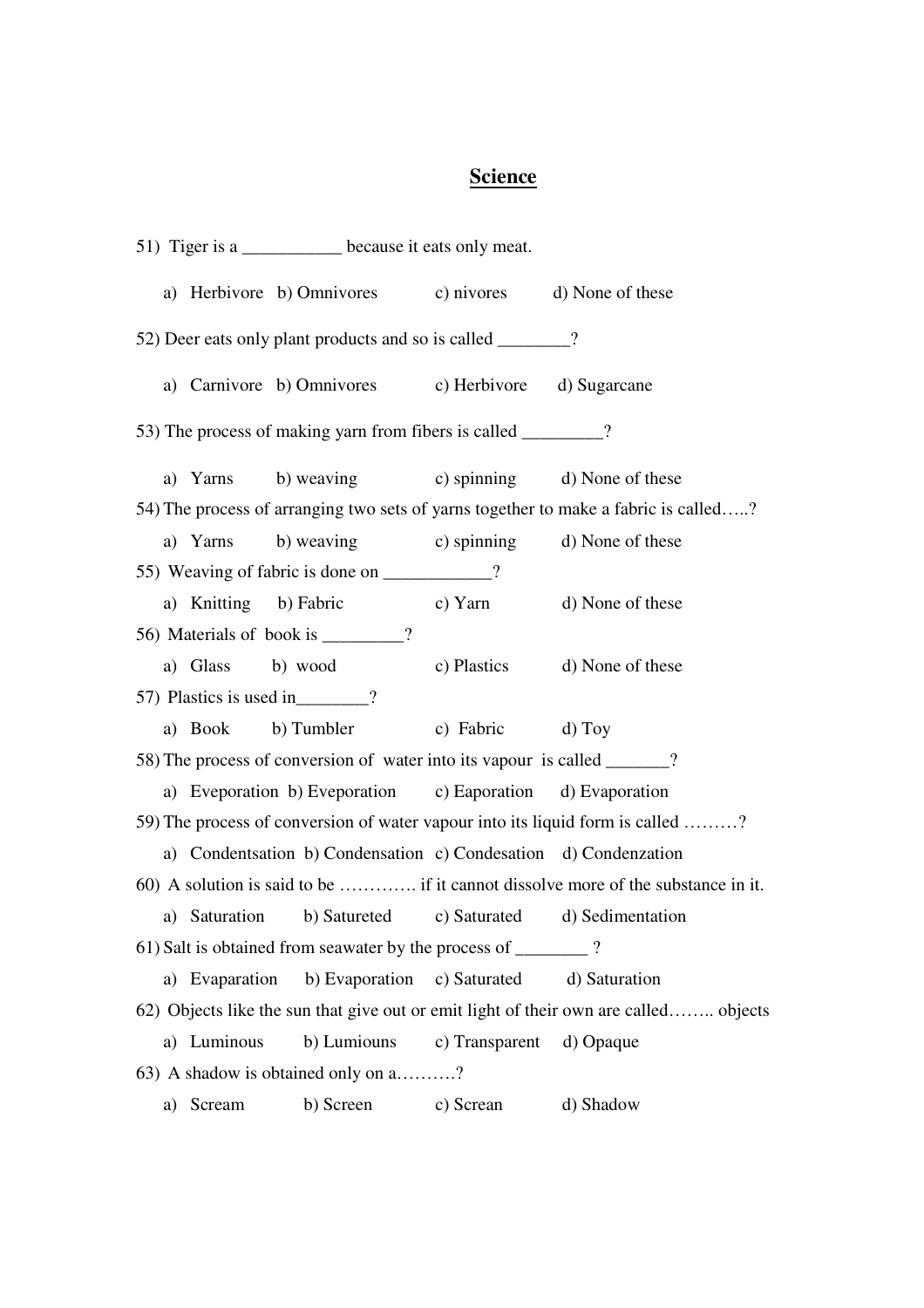# Science

51) Tiger is a ___________ because it eats only meat.

a) Herbivore b) Omnivores c) nivores d) None of these

52) Deer eats only plant products and so is called ________?

a) Carnivore b) Omnivores c) Herbivore d) Sugarcane

53) The process of making yarn from fibers is called _________?

a) Yarns b) weaving c) spinning d) None of these

54) The process of arranging two sets of yarns together to make a fabric is called…..?

a) Yarns b) weaving c) spinning d) None of these

55) Weaving of fabric is done on ____________?

a) Knitting b) Fabric c) Yarn d) None of these

56) Materials of book is _________?

a) Glass b) wood c) Plastics d) None of these

57) Plastics is used in________?

a) Book b) Tumbler c) Fabric d) Toy

58) The process of conversion of water into its vapour is called _______?

a) Eveporation b) Eveporation c) Eaporation d) Evaporation

59) The process of conversion of water vapour into its liquid form is called ………?

a) Condentsation b) Condensation c) Condesation d) Condenzation

60) A solution is said to be …………. if it cannot dissolve more of the substance in it.

a) Saturation b) Satureted c) Saturated d) Sedimentation

61) Salt is obtained from seawater by the process of ________ ?

a) Evaparation b) Evaporation c) Saturated d) Saturation

62) Objects like the sun that give out or emit light of their own are called…….. objects

a) Luminous b) Lumiouns c) Transparent d) Opaque

63) A shadow is obtained only on a……….?

a) Scream b) Screen c) Screan d) Shadow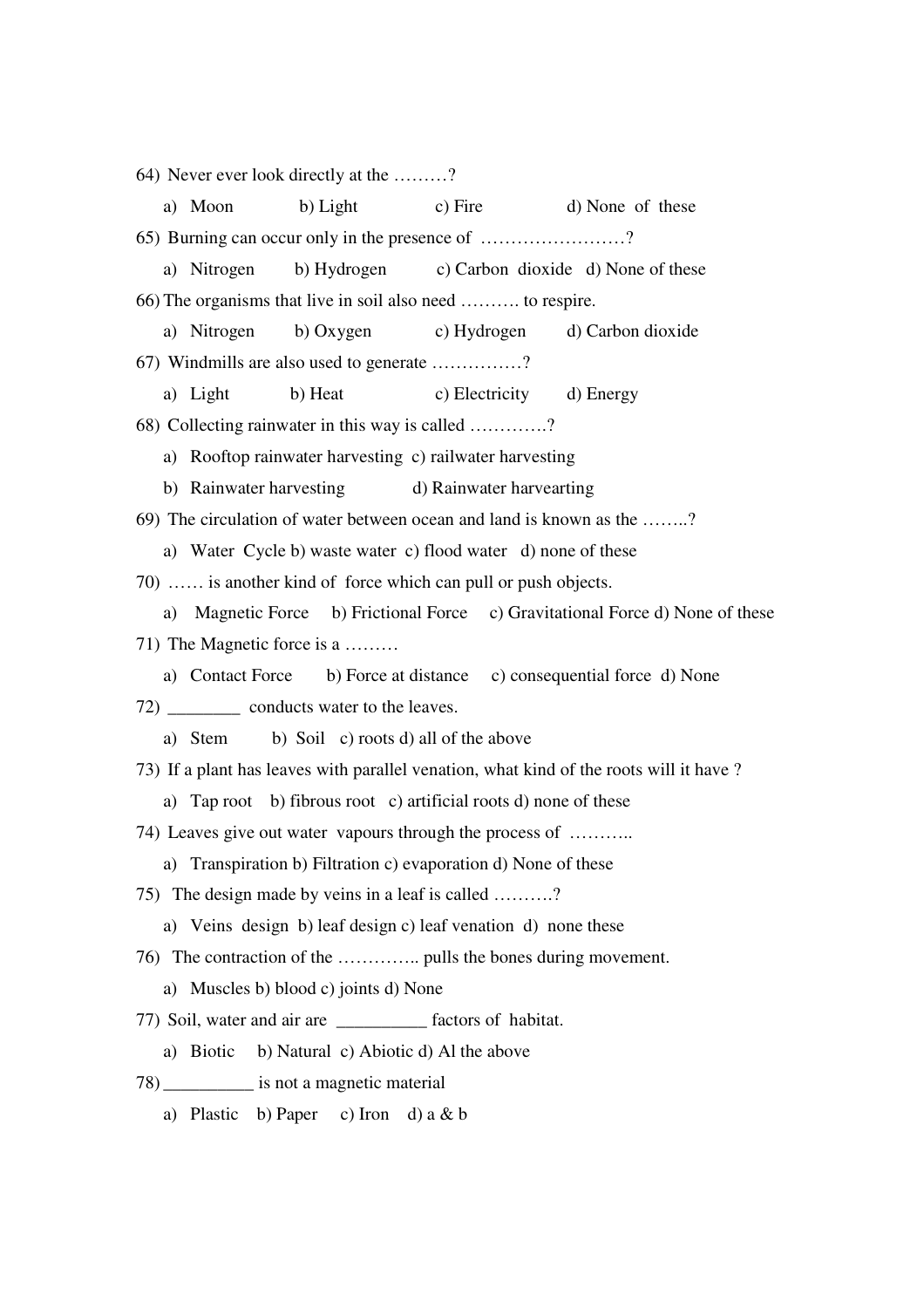64) Never ever look directly at the ………?

a) Moon b) Light c) Fire d) None of these

65) Burning can occur only in the presence of ……………………?

a) Nitrogen b) Hydrogen c) Carbon dioxide d) None of these

66) The organisms that live in soil also need ………. to respire.

a) Nitrogen b) Oxygen c) Hydrogen d) Carbon dioxide

67) Windmills are also used to generate ……………?

a) Light b) Heat c) Electricity d) Energy

68) Collecting rainwater in this way is called ………….?

a) Rooftop rainwater harvesting c) railwater harvesting

b) Rainwater harvesting d) Rainwater harvearting

69) The circulation of water between ocean and land is known as the ……..?

a) Water Cycle b) waste water c) flood water d) none of these

70) …… is another kind of force which can pull or push objects.

a) Magnetic Force b) Frictional Force c) Gravitational Force d) None of these

71) The Magnetic force is a ………

a) Contact Force b) Force at distance c) consequential force d) None

72) ________ conducts water to the leaves.

a) Stem b) Soil c) roots d) all of the above

73) If a plant has leaves with parallel venation, what kind of the roots will it have ?

a) Tap root b) fibrous root c) artificial roots d) none of these

74) Leaves give out water vapours through the process of ………..

a) Transpiration b) Filtration c) evaporation d) None of these

75) The design made by veins in a leaf is called ……….?

a) Veins design b) leaf design c) leaf venation d) none these

76) The contraction of the ………….. pulls the bones during movement.

a) Muscles b) blood c) joints d) None

77) Soil, water and air are __________ factors of habitat.

a) Biotic b) Natural c) Abiotic d) Al the above

78) __________ is not a magnetic material

a) Plastic b) Paper c) Iron d) a & b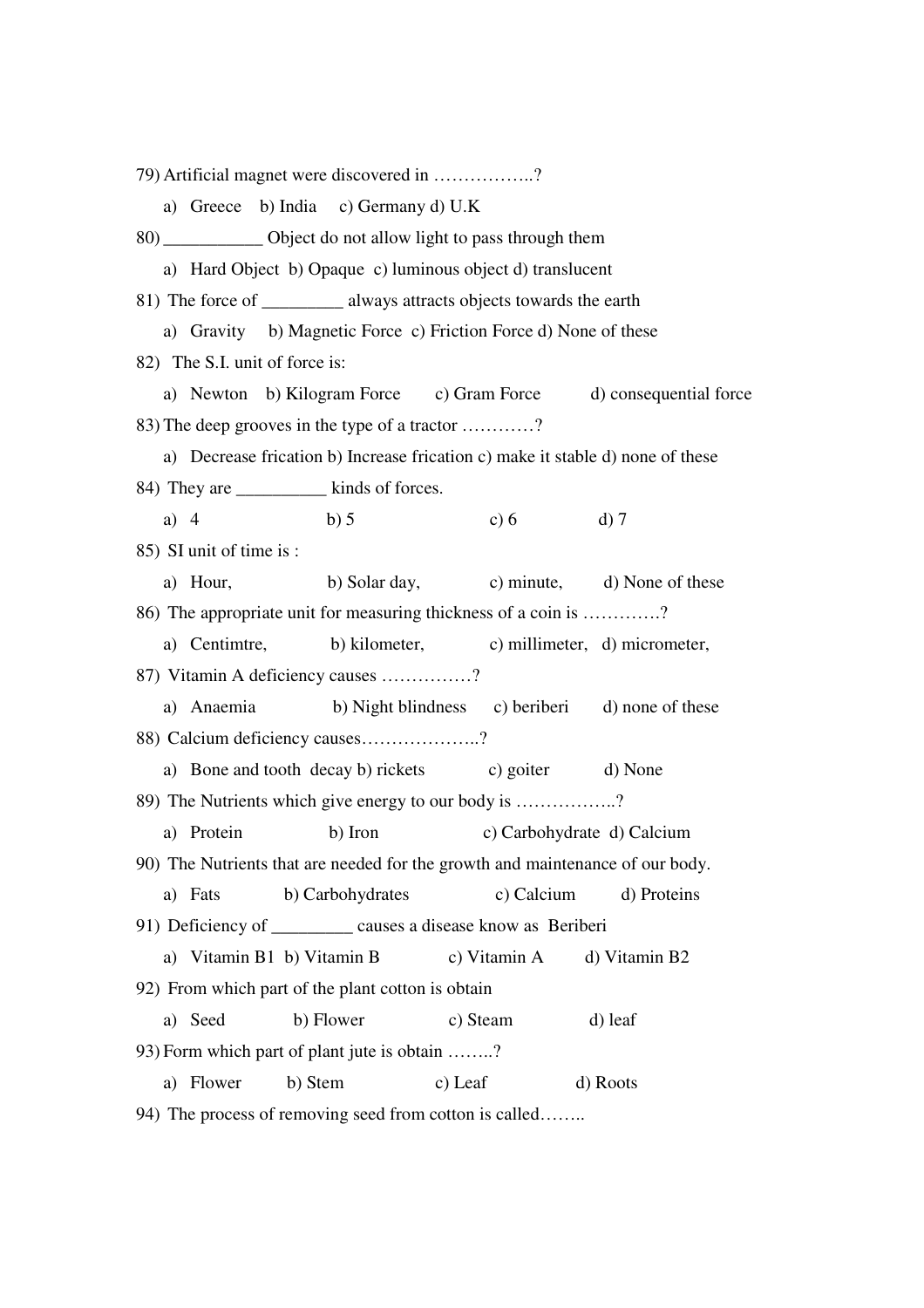79) Artificial magnet were discovered in ……………..?

a) Greece b) India c) Germany d) U.K

80) ___________ Object do not allow light to pass through them

a) Hard Object b) Opaque c) luminous object d) translucent

81) The force of _________ always attracts objects towards the earth

a) Gravity b) Magnetic Force c) Friction Force d) None of these

82) The S.I. unit of force is:

a) Newton b) Kilogram Force c) Gram Force d) consequential force

83) The deep grooves in the type of a tractor …………?

a) Decrease frication b) Increase frication c) make it stable d) none of these

84) They are __________ kinds of forces.

a) 4 b) 5 c) 6 d) 7

85) SI unit of time is :

a) Hour, b) Solar day, c) minute, d) None of these

86) The appropriate unit for measuring thickness of a coin is ………….?

a) Centimtre, b) kilometer, c) millimeter, d) micrometer,

87) Vitamin A deficiency causes ……………?

a) Anaemia b) Night blindness c) beriberi d) none of these

88) Calcium deficiency causes………………..?

a) Bone and tooth decay b) rickets c) goiter d) None

89) The Nutrients which give energy to our body is ……………..?

a) Protein b) Iron c) Carbohydrate d) Calcium

90) The Nutrients that are needed for the growth and maintenance of our body.

a) Fats b) Carbohydrates c) Calcium d) Proteins

91) Deficiency of _________ causes a disease know as Beriberi

a) Vitamin B1 b) Vitamin B c) Vitamin A d) Vitamin B2

92) From which part of the plant cotton is obtain

a) Seed b) Flower c) Steam d) leaf

93) Form which part of plant jute is obtain ……..?

a) Flower b) Stem c) Leaf d) Roots

94) The process of removing seed from cotton is called……..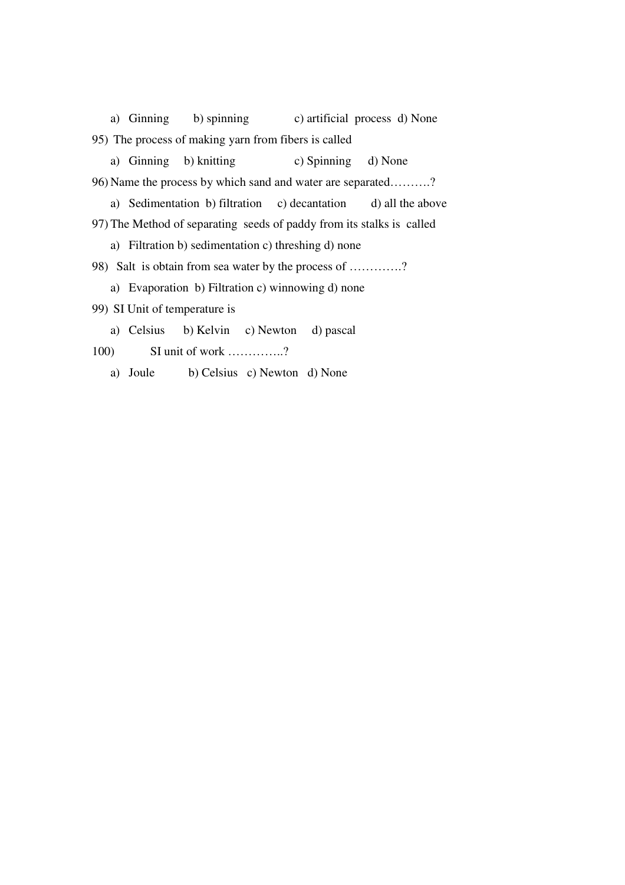a) Ginning b) spinning c) artificial process d) None

95) The process of making yarn from fibers is called

a) Ginning b) knitting c) Spinning d) None

96) Name the process by which sand and water are separated……….?

a) Sedimentation b) filtration c) decantation d) all the above

97) The Method of separating seeds of paddy from its stalks is called

a) Filtration b) sedimentation c) threshing d) none

98) Salt is obtain from sea water by the process of ………….?

a) Evaporation b) Filtration c) winnowing d) none

99) SI Unit of temperature is

a) Celsius b) Kelvin c) Newton d) pascal

100) SI unit of work …………..?

a) Joule b) Celsius c) Newton d) None